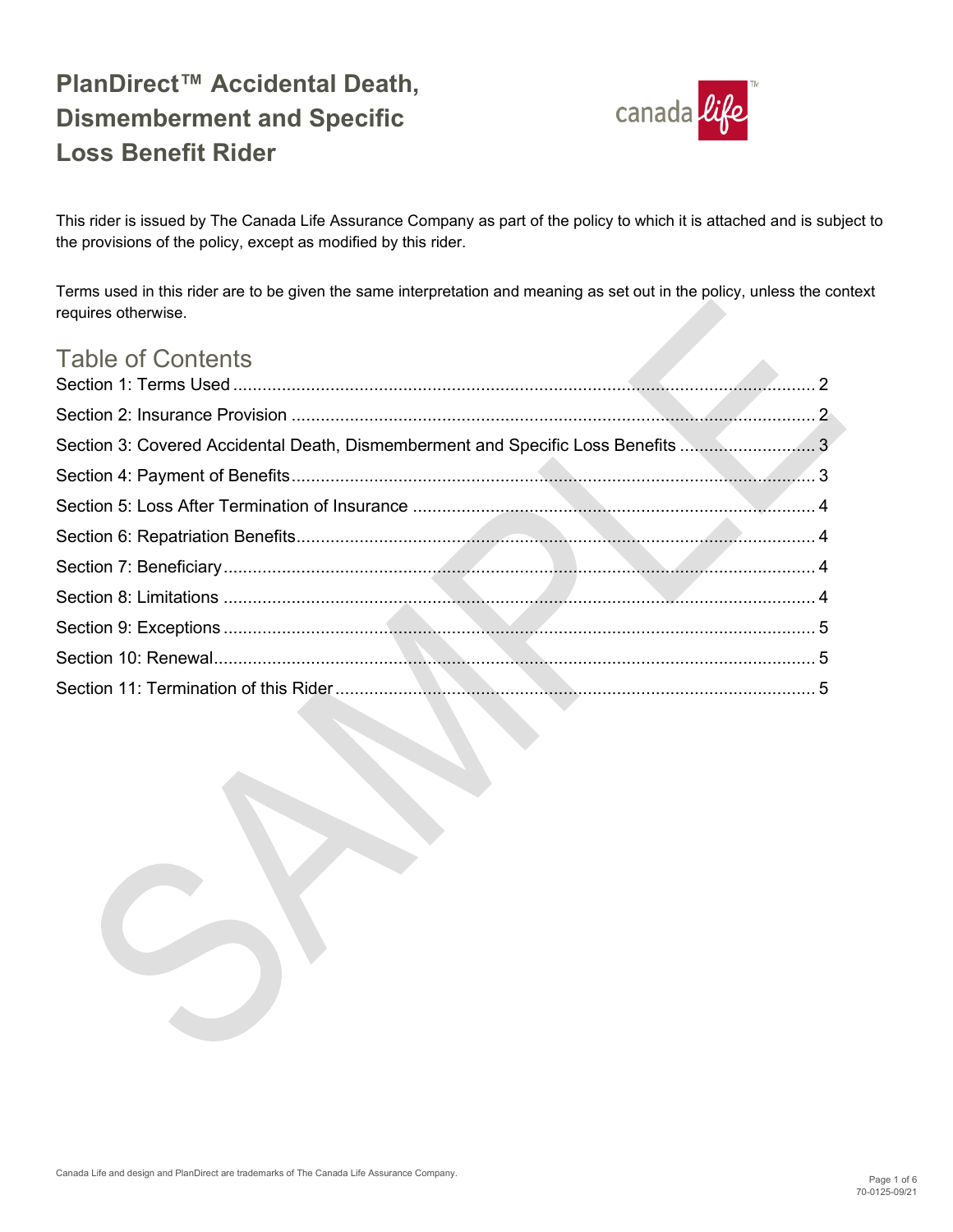# PlanDirect™ Accidental Death, Dismemberment and Specific Loss Benefit Rider

This rider is issued by The Canada Life Assurance Company as part of the policy to which it is attached and is subject to the provisions of the policy, except as modified by this rider.

Terms used in this rider are to be given the same interpretation and meaning as set out in the policy, unless the context requires otherwise.

## Table of Contents

Section 1: Terms Used ........................................ 2
Section 2: Insurance Provision ........................................ 2
Section 3: Covered Accidental Death, Dismemberment and Specific Loss Benefits ........................................ 3
Section 4: Payment of Benefits ........................................ 3
Section 5: Loss After Termination of Insurance ........................................ 4
Section 6: Repatriation Benefits ........................................ 4
Section 7: Beneficiary ........................................ 4
Section 8: Limitations ........................................ 4
Section 9: Exceptions ........................................ 5
Section 10: Renewal ........................................ 5
Section 11: Termination of this Rider ........................................ 5

Canada Life and design and PlanDirect are trademarks of The Canada Life Assurance Company.

70-0125-09/21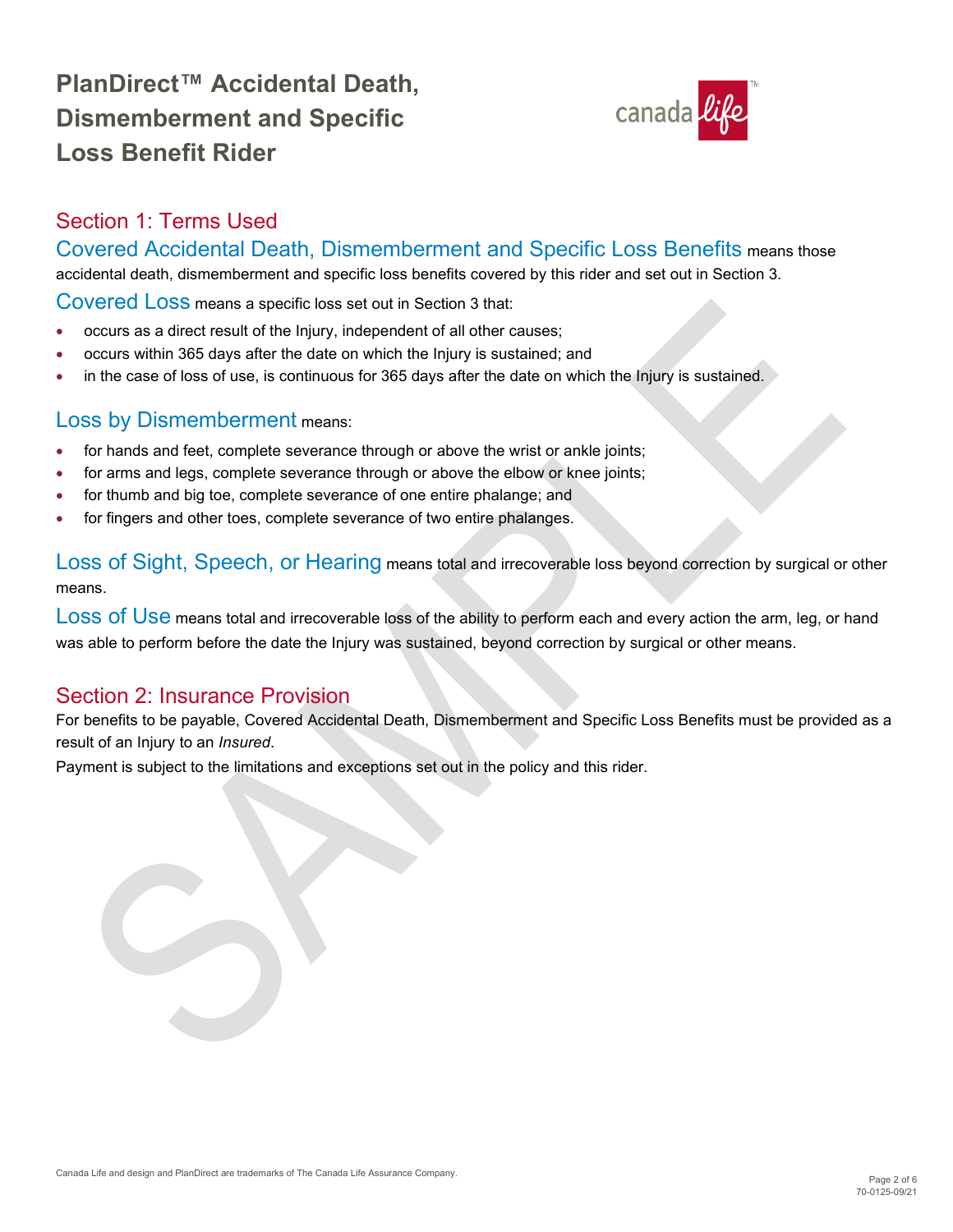# PlanDirect™ Accidental Death, Dismemberment and Specific Loss Benefit Rider

## Section 1: Terms Used

**Covered Accidental Death, Dismemberment and Specific Loss Benefits** means those accidental death, dismemberment and specific loss benefits covered by this rider and set out in Section 3.

**Covered Loss** means a specific loss set out in Section 3 that:

- occurs as a direct result of the Injury, independent of all other causes;
- occurs within 365 days after the date on which the Injury is sustained; and
- in the case of loss of use, is continuous for 365 days after the date on which the Injury is sustained.

**Loss by Dismemberment** means:

- for hands and feet, complete severance through or above the wrist or ankle joints;
- for arms and legs, complete severance through or above the elbow or knee joints;
- for thumb and big toe, complete severance of one entire phalange; and
- for fingers and other toes, complete severance of two entire phalanges.

**Loss of Sight, Speech, or Hearing** means total and irrecoverable loss beyond correction by surgical or other means.

**Loss of Use** means total and irrecoverable loss of the ability to perform each and every action the arm, leg, or hand was able to perform before the date the Injury was sustained, beyond correction by surgical or other means.

## Section 2: Insurance Provision

For benefits to be payable, Covered Accidental Death, Dismemberment and Specific Loss Benefits must be provided as a result of an Injury to an *Insured*.

Payment is subject to the limitations and exceptions set out in the policy and this rider.

Canada Life and design and PlanDirect are trademarks of The Canada Life Assurance Company.

70-0125-09/21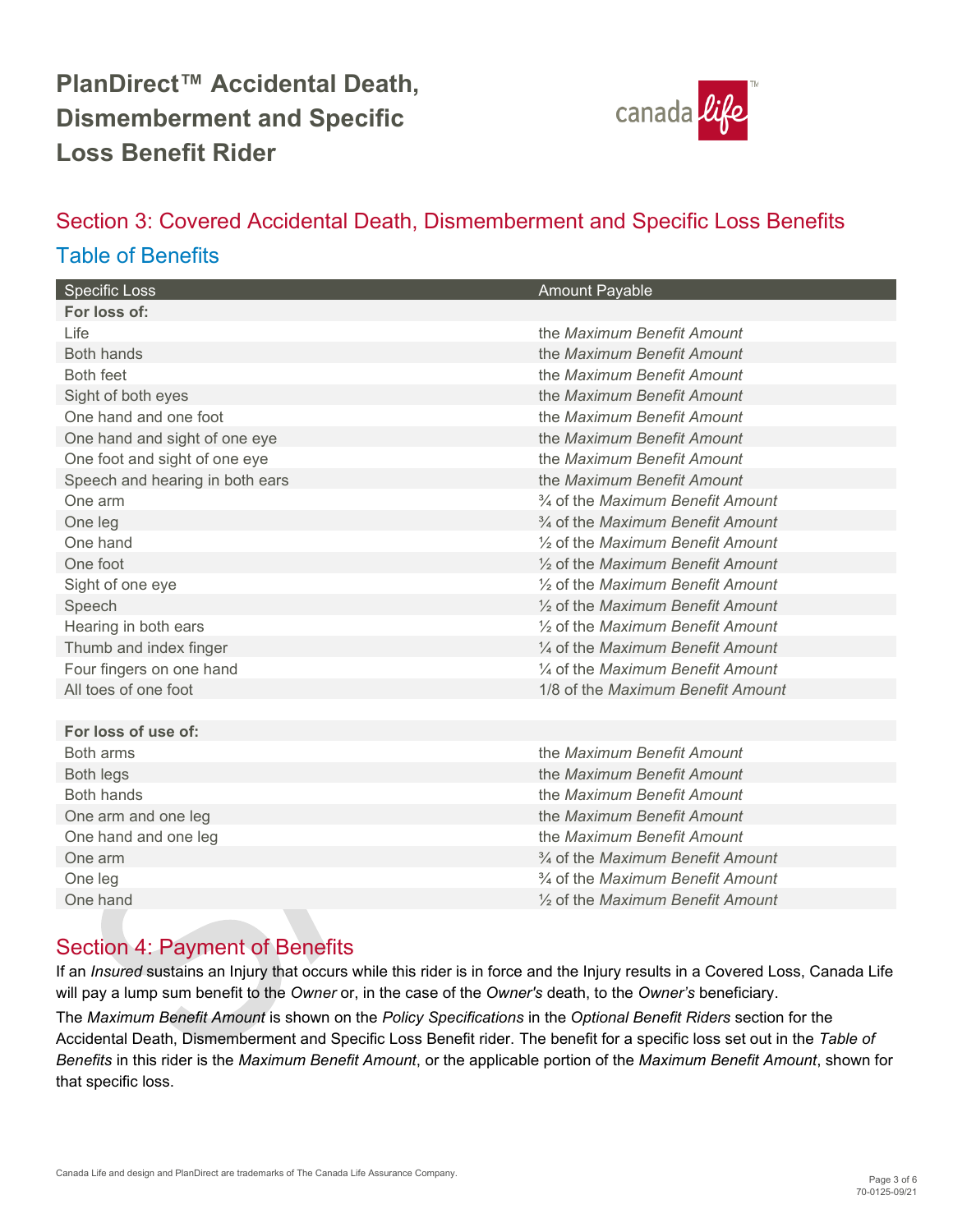# PlanDirect™ Accidental Death, Dismemberment and Specific Loss Benefit Rider

## Section 3: Covered Accidental Death, Dismemberment and Specific Loss Benefits

### Table of Benefits

| Specific Loss | Amount Payable |
|---|---|
| **For loss of:** | |
| Life | the *Maximum Benefit Amount* |
| Both hands | the *Maximum Benefit Amount* |
| Both feet | the *Maximum Benefit Amount* |
| Sight of both eyes | the *Maximum Benefit Amount* |
| One hand and one foot | the *Maximum Benefit Amount* |
| One hand and sight of one eye | the *Maximum Benefit Amount* |
| One foot and sight of one eye | the *Maximum Benefit Amount* |
| Speech and hearing in both ears | the *Maximum Benefit Amount* |
| One arm | ¾ of the *Maximum Benefit Amount* |
| One leg | ¾ of the *Maximum Benefit Amount* |
| One hand | ½ of the *Maximum Benefit Amount* |
| One foot | ½ of the *Maximum Benefit Amount* |
| Sight of one eye | ½ of the *Maximum Benefit Amount* |
| Speech | ½ of the *Maximum Benefit Amount* |
| Hearing in both ears | ½ of the *Maximum Benefit Amount* |
| Thumb and index finger | ¼ of the *Maximum Benefit Amount* |
| Four fingers on one hand | ¼ of the *Maximum Benefit Amount* |
| All toes of one foot | 1/8 of the *Maximum Benefit Amount* |
| | |
| **For loss of use of:** | |
| Both arms | the *Maximum Benefit Amount* |
| Both legs | the *Maximum Benefit Amount* |
| Both hands | the *Maximum Benefit Amount* |
| One arm and one leg | the *Maximum Benefit Amount* |
| One hand and one leg | the *Maximum Benefit Amount* |
| One arm | ¾ of the *Maximum Benefit Amount* |
| One leg | ¾ of the *Maximum Benefit Amount* |
| One hand | ½ of the *Maximum Benefit Amount* |

## Section 4: Payment of Benefits

If an *Insured* sustains an Injury that occurs while this rider is in force and the Injury results in a Covered Loss, Canada Life will pay a lump sum benefit to the *Owner* or, in the case of the *Owner's* death, to the *Owner's* beneficiary.

The *Maximum Benefit Amount* is shown on the *Policy Specifications* in the *Optional Benefit Riders* section for the Accidental Death, Dismemberment and Specific Loss Benefit rider. The benefit for a specific loss set out in the *Table of Benefits* in this rider is the *Maximum Benefit Amount*, or the applicable portion of the *Maximum Benefit Amount*, shown for that specific loss.

Canada Life and design and PlanDirect are trademarks of The Canada Life Assurance Company.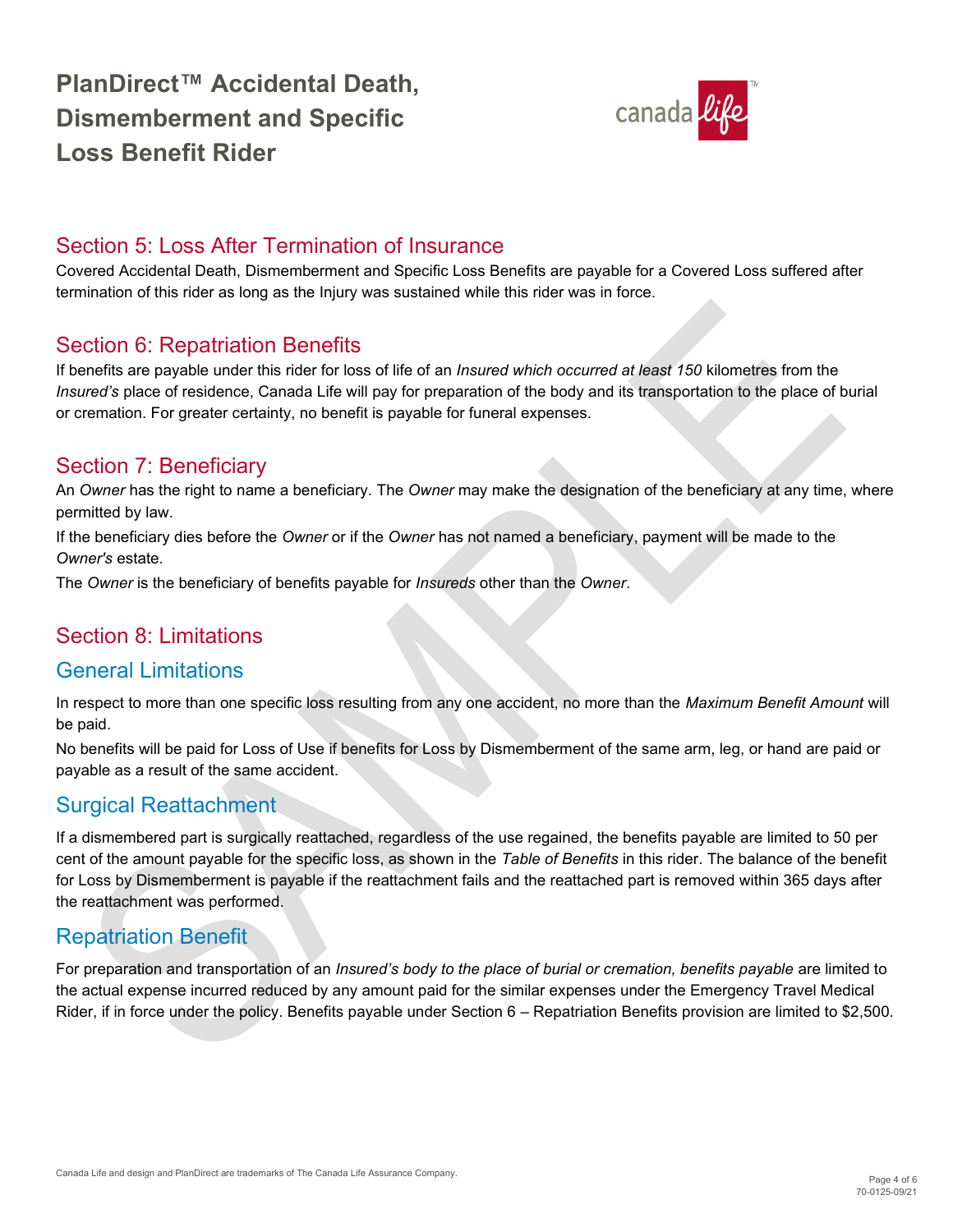# PlanDirect™ Accidental Death, Dismemberment and Specific Loss Benefit Rider

## Section 5: Loss After Termination of Insurance

Covered Accidental Death, Dismemberment and Specific Loss Benefits are payable for a Covered Loss suffered after termination of this rider as long as the Injury was sustained while this rider was in force.

## Section 6: Repatriation Benefits

If benefits are payable under this rider for loss of life of an *Insured which occurred at least 150* kilometres from the *Insured's* place of residence, Canada Life will pay for preparation of the body and its transportation to the place of burial or cremation. For greater certainty, no benefit is payable for funeral expenses.

## Section 7: Beneficiary

An *Owner* has the right to name a beneficiary. The *Owner* may make the designation of the beneficiary at any time, where permitted by law.

If the beneficiary dies before the *Owner* or if the *Owner* has not named a beneficiary, payment will be made to the *Owner's* estate.

The *Owner* is the beneficiary of benefits payable for *Insureds* other than the *Owner*.

## Section 8: Limitations

### General Limitations

In respect to more than one specific loss resulting from any one accident, no more than the *Maximum Benefit Amount* will be paid.

No benefits will be paid for Loss of Use if benefits for Loss by Dismemberment of the same arm, leg, or hand are paid or payable as a result of the same accident.

### Surgical Reattachment

If a dismembered part is surgically reattached, regardless of the use regained, the benefits payable are limited to 50 per cent of the amount payable for the specific loss, as shown in the *Table of Benefits* in this rider. The balance of the benefit for Loss by Dismemberment is payable if the reattachment fails and the reattached part is removed within 365 days after the reattachment was performed.

### Repatriation Benefit

For preparation and transportation of an *Insured's body to the place of burial or cremation, benefits payable* are limited to the actual expense incurred reduced by any amount paid for the similar expenses under the Emergency Travel Medical Rider, if in force under the policy. Benefits payable under Section 6 – Repatriation Benefits provision are limited to $2,500.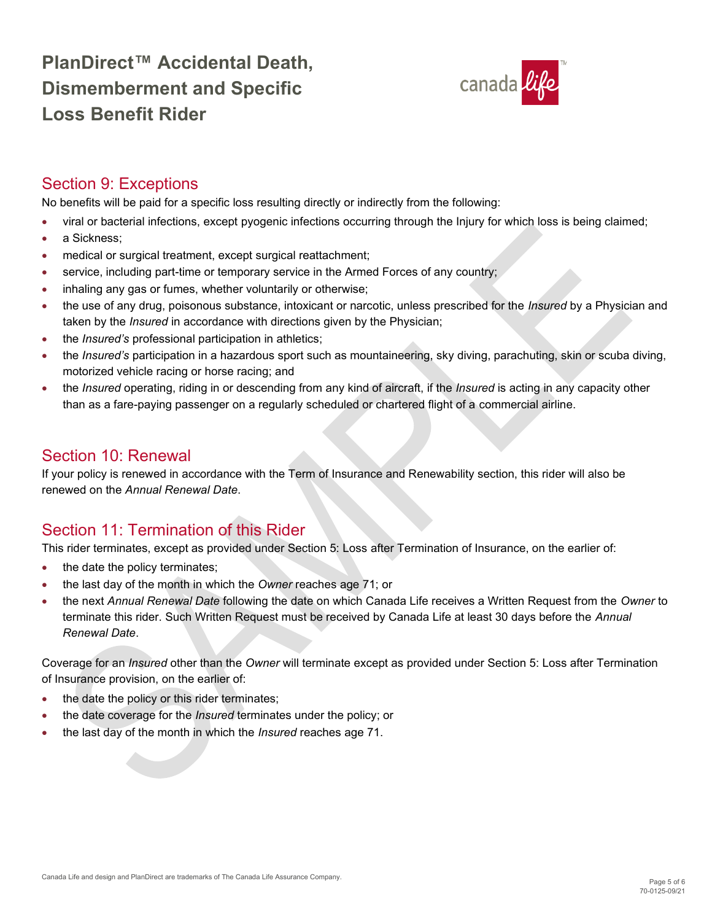# PlanDirect™ Accidental Death, Dismemberment and Specific Loss Benefit Rider

## Section 9: Exceptions

No benefits will be paid for a specific loss resulting directly or indirectly from the following:

- viral or bacterial infections, except pyogenic infections occurring through the Injury for which loss is being claimed;
- a Sickness;
- medical or surgical treatment, except surgical reattachment;
- service, including part-time or temporary service in the Armed Forces of any country;
- inhaling any gas or fumes, whether voluntarily or otherwise;
- the use of any drug, poisonous substance, intoxicant or narcotic, unless prescribed for the *Insured* by a Physician and taken by the *Insured* in accordance with directions given by the Physician;
- the *Insured's* professional participation in athletics;
- the *Insured's* participation in a hazardous sport such as mountaineering, sky diving, parachuting, skin or scuba diving, motorized vehicle racing or horse racing; and
- the *Insured* operating, riding in or descending from any kind of aircraft, if the *Insured* is acting in any capacity other than as a fare-paying passenger on a regularly scheduled or chartered flight of a commercial airline.

## Section 10: Renewal

If your policy is renewed in accordance with the Term of Insurance and Renewability section, this rider will also be renewed on the *Annual Renewal Date*.

## Section 11: Termination of this Rider

This rider terminates, except as provided under Section 5: Loss after Termination of Insurance, on the earlier of:

- the date the policy terminates;
- the last day of the month in which the *Owner* reaches age 71; or
- the next *Annual Renewal Date* following the date on which Canada Life receives a Written Request from the *Owner* to terminate this rider. Such Written Request must be received by Canada Life at least 30 days before the *Annual Renewal Date*.

Coverage for an *Insured* other than the *Owner* will terminate except as provided under Section 5: Loss after Termination of Insurance provision, on the earlier of:

- the date the policy or this rider terminates;
- the date coverage for the *Insured* terminates under the policy; or
- the last day of the month in which the *Insured* reaches age 71.

Canada Life and design and PlanDirect are trademarks of The Canada Life Assurance Company.

70-0125-09/21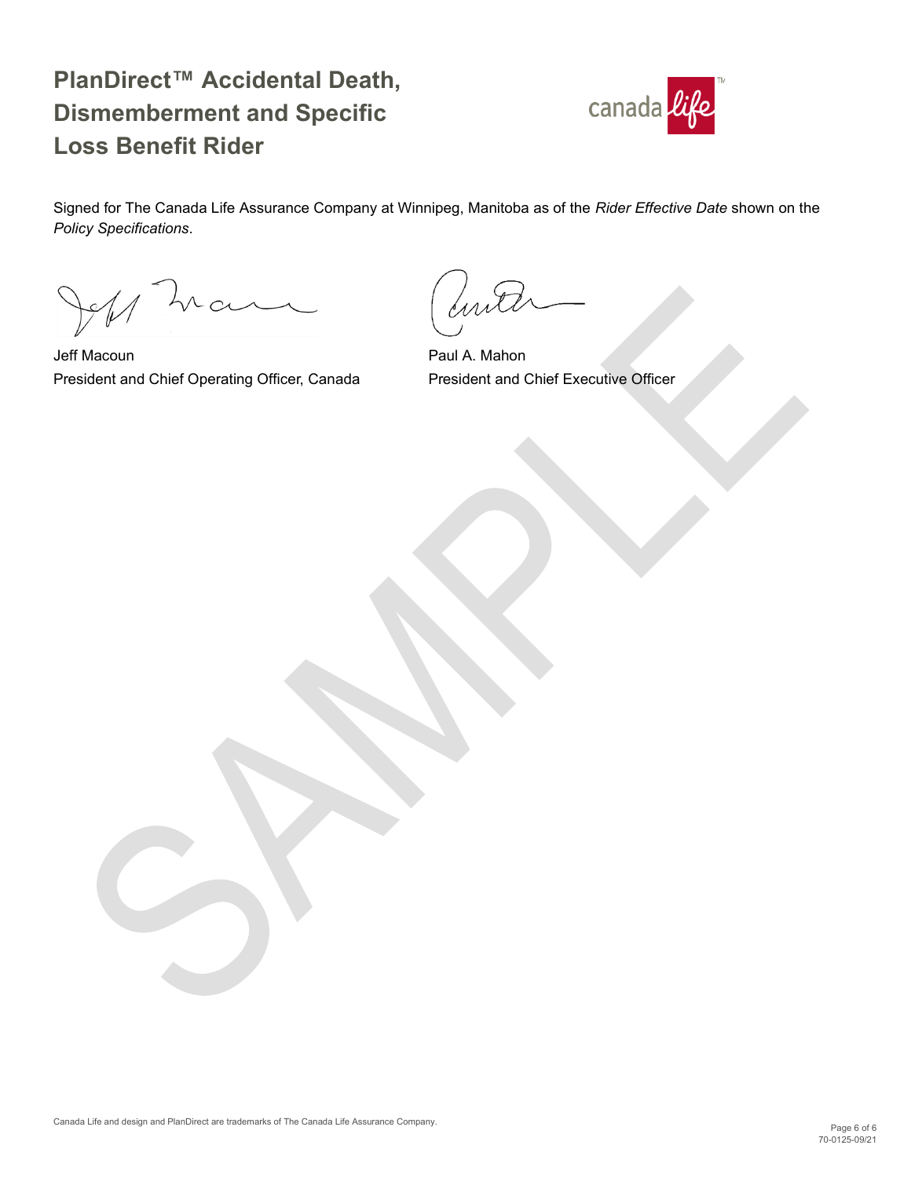# PlanDirect™ Accidental Death, Dismemberment and Specific Loss Benefit Rider

Signed for The Canada Life Assurance Company at Winnipeg, Manitoba as of the *Rider Effective Date* shown on the *Policy Specifications*.

Jeff Macoun
President and Chief Operating Officer, Canada

Paul A. Mahon
President and Chief Executive Officer

Canada Life and design and PlanDirect are trademarks of The Canada Life Assurance Company.

70-0125-09/21